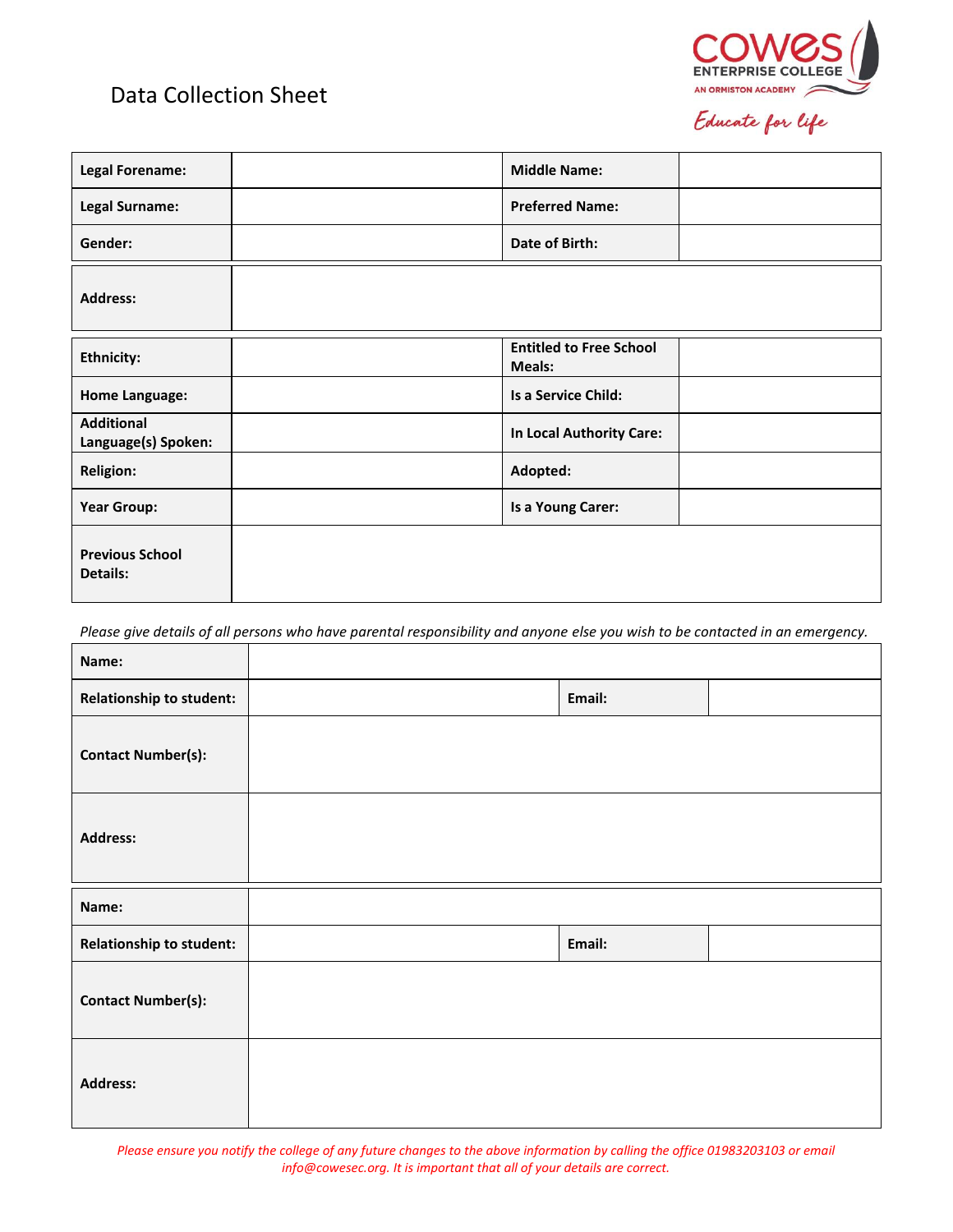# Data Collection Sheet

COWES ENTERPRISE COLLEGE
AN ORMISTON ACADEMY
Educate for life

| Legal Forename: | | Middle Name: | |
|---|---|---|---|
| Legal Surname: | | Preferred Name: | |
| Gender: | | Date of Birth: | |

| Address: | |
|---|---|

| Ethnicity: | | Entitled to Free School Meals: | |
|---|---|---|---|
| Home Language: | | Is a Service Child: | |
| Additional Language(s) Spoken: | | In Local Authority Care: | |
| Religion: | | Adopted: | |
| Year Group: | | Is a Young Carer: | |
| Previous School Details: | | | |

*Please give details of all persons who have parental responsibility and anyone else you wish to be contacted in an emergency.*

| Name: | | | |
|---|---|---|---|
| Relationship to student: | | Email: | |
| Contact Number(s): | | | |
| Address: | | | |

| Name: | | | |
|---|---|---|---|
| Relationship to student: | | Email: | |
| Contact Number(s): | | | |
| Address: | | | |

*Please ensure you notify the college of any future changes to the above information by calling the office 01983203103 or email info@cowesec.org. It is important that all of your details are correct.*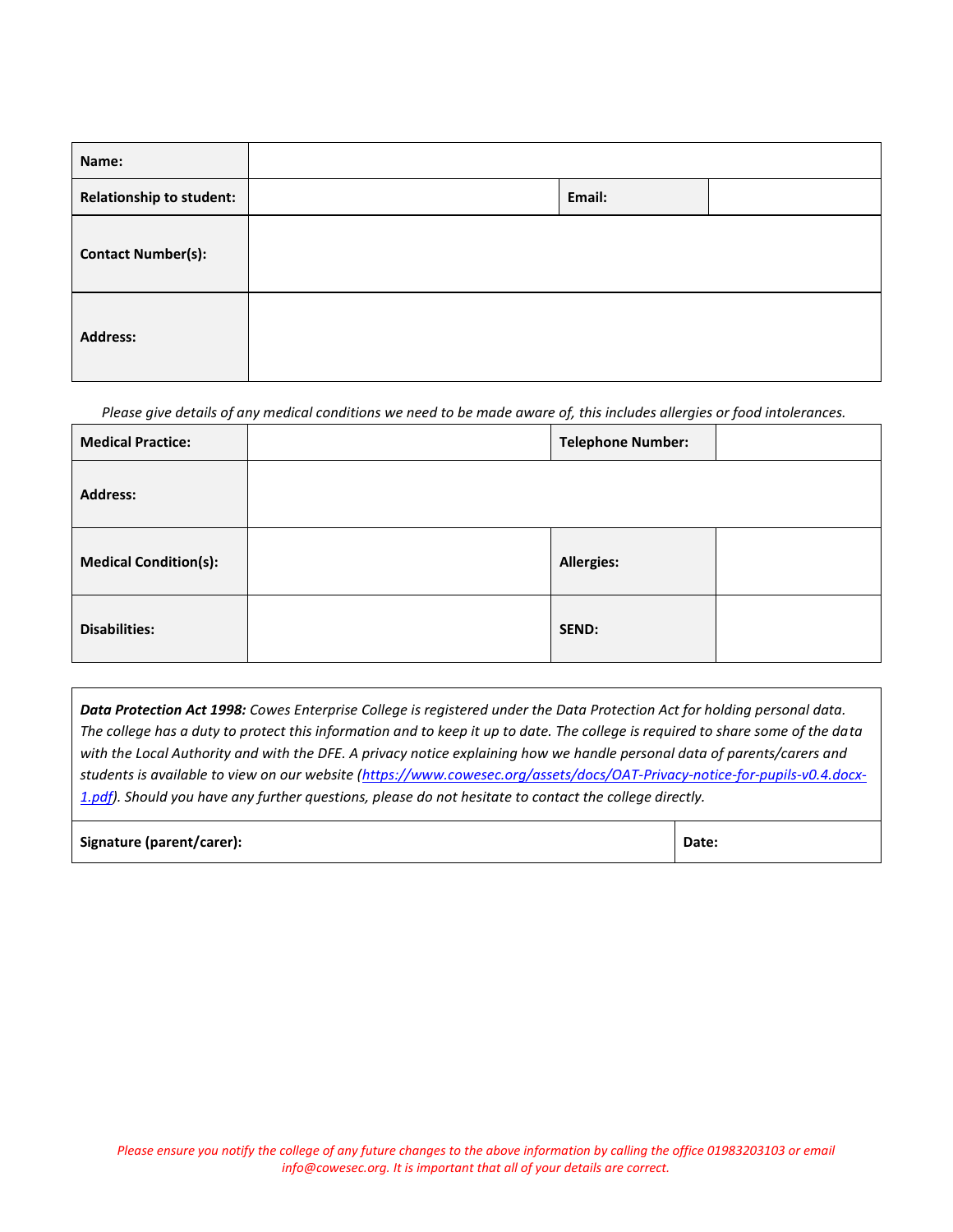| | | | |
|---|---|---|---|
| **Name:** | | | |
| **Relationship to student:** | | **Email:** | |
| **Contact Number(s):** | | | |
| **Address:** | | | |

*Please give details of any medical conditions we need to be made aware of, this includes allergies or food intolerances.*

| | | | |
|---|---|---|---|
| **Medical Practice:** | | **Telephone Number:** | |
| **Address:** | | | |
| **Medical Condition(s):** | | **Allergies:** | |
| **Disabilities:** | | **SEND:** | |

***Data Protection Act 1998:*** *Cowes Enterprise College is registered under the Data Protection Act for holding personal data. The college has a duty to protect this information and to keep it up to date. The college is required to share some of the data with the Local Authority and with the DFE. A privacy notice explaining how we handle personal data of parents/carers and students is available to view on our website (https://www.cowesec.org/assets/docs/OAT-Privacy-notice-for-pupils-v0.4.docx-1.pdf). Should you have any further questions, please do not hesitate to contact the college directly.*

| | |
|---|---|
| **Signature (parent/carer):** | **Date:** |

*Please ensure you notify the college of any future changes to the above information by calling the office 01983203103 or email info@cowesec.org. It is important that all of your details are correct.*